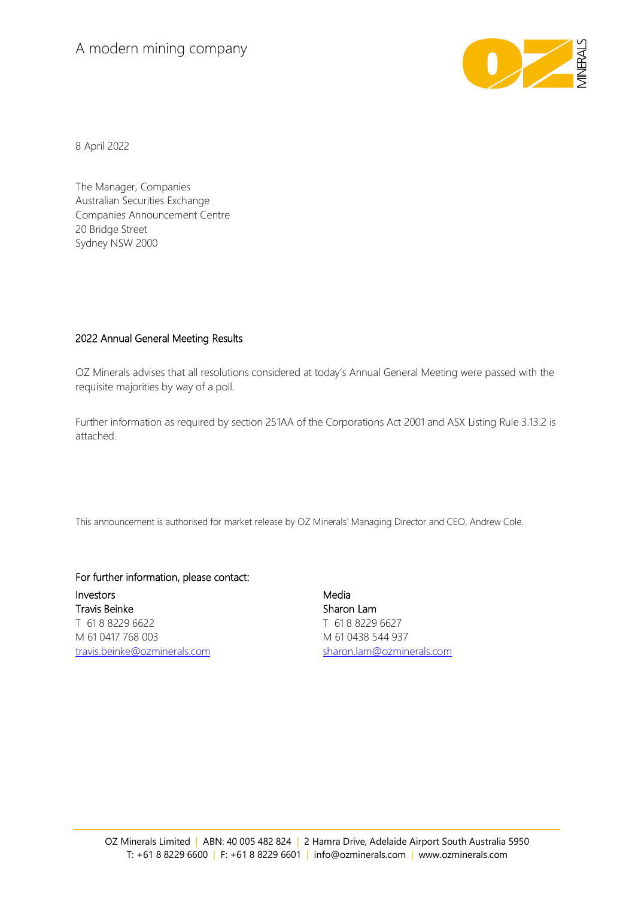A modern mining company

8 April 2022

The Manager, Companies
Australian Securities Exchange
Companies Announcement Centre
20 Bridge Street
Sydney NSW 2000

## 2022 Annual General Meeting Results

OZ Minerals advises that all resolutions considered at today's Annual General Meeting were passed with the requisite majorities by way of a poll.

Further information as required by section 251AA of the Corporations Act 2001 and ASX Listing Rule 3.13.2 is attached.

This announcement is authorised for market release by OZ Minerals' Managing Director and CEO, Andrew Cole.

For further information, please contact:

**Investors**
Travis Beinke
T 61 8 8229 6622
M 61 0417 768 003
travis.beinke@ozminerals.com

**Media**
Sharon Lam
T 61 8 8229 6627
M 61 0438 544 937
sharon.lam@ozminerals.com

OZ Minerals Limited | ABN: 40 005 482 824 | 2 Hamra Drive, Adelaide Airport South Australia 5950
T: +61 8 8229 6600 | F: +61 8 8229 6601 | info@ozminerals.com | www.ozminerals.com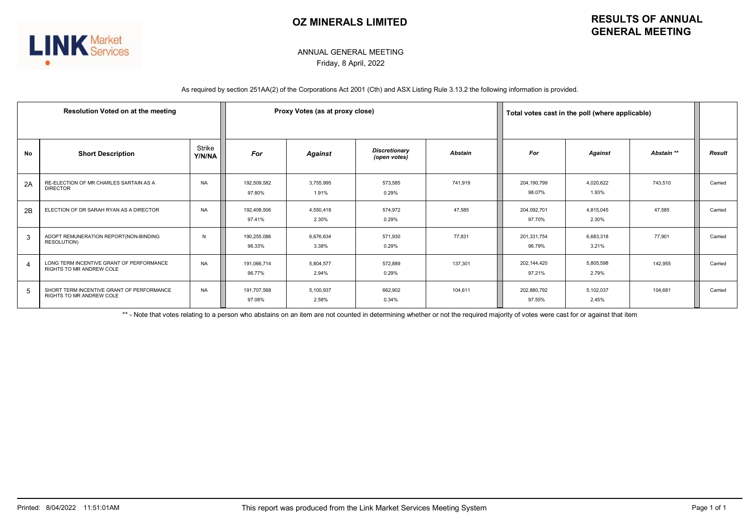# OZ MINERALS LIMITED

## RESULTS OF ANNUAL GENERAL MEETING

ANNUAL GENERAL MEETING
Friday, 8 April, 2022

As required by section 251AA(2) of the Corporations Act 2001 (Cth) and ASX Listing Rule 3.13.2 the following information is provided.

| Resolution Voted on at the meeting | | | Proxy Votes (as at proxy close) | | | | Total votes cast in the poll (where applicable) | | | |
|---|---|---|---|---|---|---|---|---|---|---|
| **No** | **Short Description** | **Strike Y/N/NA** | ***For*** | ***Against*** | ***Discretionary (open votes)*** | ***Abstain*** | ***For*** | ***Against*** | ***Abstain \*\**** | ***Result*** |
| 2A | RE-ELECTION OF MR CHARLES SARTAIN AS A DIRECTOR | NA | 192,509,582<br>97.80% | 3,755,995<br>1.91% | 573,585<br>0.29% | 741,919 | 204,190,799<br>98.07% | 4,020,622<br>1.93% | 743,510 | Carried |
| 2B | ELECTION OF DR SARAH RYAN AS A DIRECTOR | NA | 192,408,506<br>97.41% | 4,550,418<br>2.30% | 574,972<br>0.29% | 47,585 | 204,092,701<br>97.70% | 4,815,045<br>2.30% | 47,585 | Carried |
| 3 | ADOPT REMUNERATION REPORT(NON-BINDING RESOLUTION) | N | 190,255,086<br>96.33% | 6,676,634<br>3.38% | 571,930<br>0.29% | 77,831 | 201,331,754<br>96.79% | 6,683,318<br>3.21% | 77,901 | Carried |
| 4 | LONG TERM INCENTIVE GRANT OF PERFORMANCE RIGHTS TO MR ANDREW COLE | NA | 191,066,714<br>96.77% | 5,804,577<br>2.94% | 572,889<br>0.29% | 137,301 | 202,144,420<br>97.21% | 5,805,598<br>2.79% | 142,955 | Carried |
| 5 | SHORT TERM INCENTIVE GRANT OF PERFORMANCE RIGHTS TO MR ANDREW COLE | NA | 191,707,568<br>97.08% | 5,100,937<br>2.58% | 662,902<br>0.34% | 104,611 | 202,880,792<br>97.55% | 5,102,037<br>2.45% | 104,681 | Carried |

** - Note that votes relating to a person who abstains on an item are not counted in determining whether or not the required majority of votes were cast for or against that item

Printed: 8/04/2022 11:51:01AM

This report was produced from the Link Market Services Meeting System